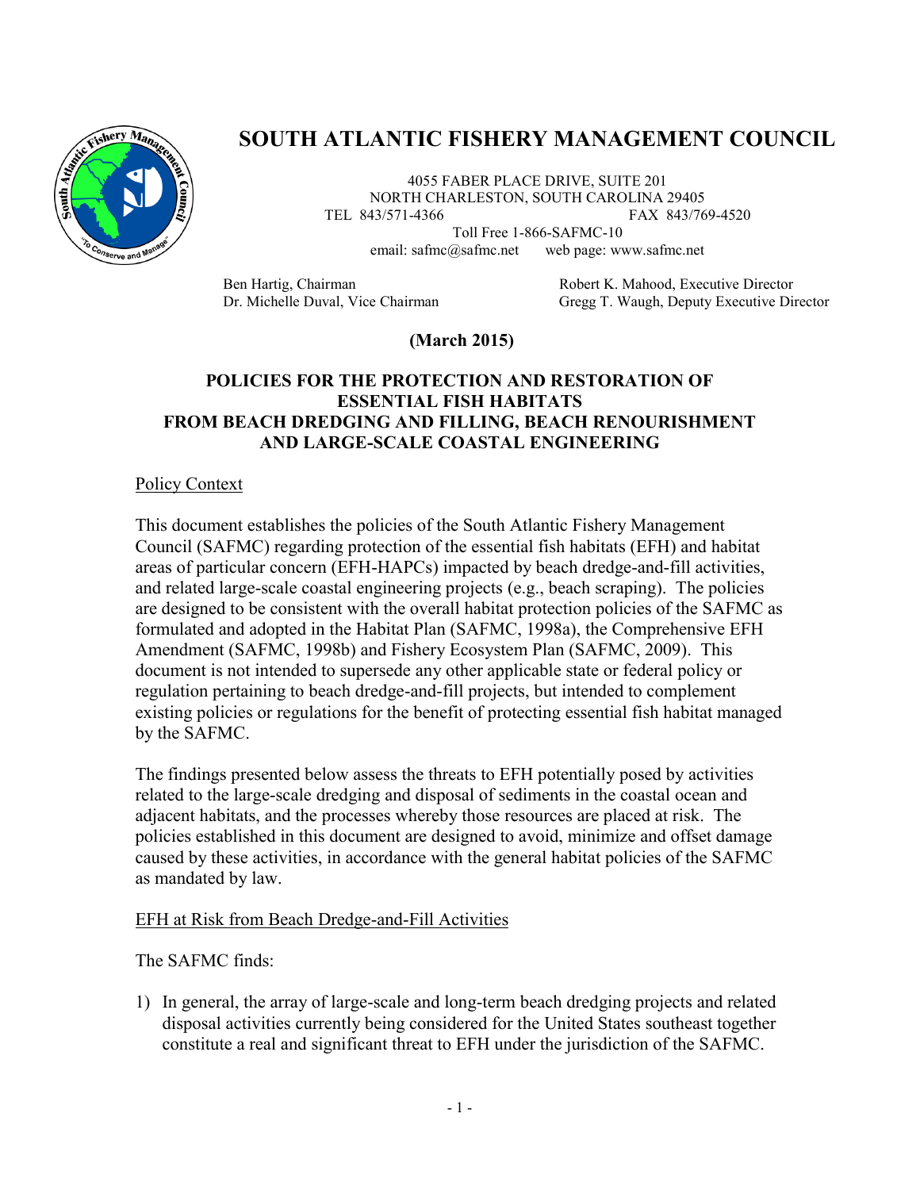# SOUTH ATLANTIC FISHERY MANAGEMENT COUNCIL

4055 FABER PLACE DRIVE, SUITE 201
NORTH CHARLESTON, SOUTH CAROLINA 29405
TEL 843/571-4366 FAX 843/769-4520
Toll Free 1-866-SAFMC-10
email: safmc@safmc.net web page: www.safmc.net

Ben Hartig, Chairman
Dr. Michelle Duval, Vice Chairman

Robert K. Mahood, Executive Director
Gregg T. Waugh, Deputy Executive Director

**(March 2015)**

## POLICIES FOR THE PROTECTION AND RESTORATION OF ESSENTIAL FISH HABITATS FROM BEACH DREDGING AND FILLING, BEACH RENOURISHMENT AND LARGE-SCALE COASTAL ENGINEERING

### Policy Context

This document establishes the policies of the South Atlantic Fishery Management Council (SAFMC) regarding protection of the essential fish habitats (EFH) and habitat areas of particular concern (EFH-HAPCs) impacted by beach dredge-and-fill activities, and related large-scale coastal engineering projects (e.g., beach scraping). The policies are designed to be consistent with the overall habitat protection policies of the SAFMC as formulated and adopted in the Habitat Plan (SAFMC, 1998a), the Comprehensive EFH Amendment (SAFMC, 1998b) and Fishery Ecosystem Plan (SAFMC, 2009). This document is not intended to supersede any other applicable state or federal policy or regulation pertaining to beach dredge-and-fill projects, but intended to complement existing policies or regulations for the benefit of protecting essential fish habitat managed by the SAFMC.

The findings presented below assess the threats to EFH potentially posed by activities related to the large-scale dredging and disposal of sediments in the coastal ocean and adjacent habitats, and the processes whereby those resources are placed at risk. The policies established in this document are designed to avoid, minimize and offset damage caused by these activities, in accordance with the general habitat policies of the SAFMC as mandated by law.

### EFH at Risk from Beach Dredge-and-Fill Activities

The SAFMC finds:

1) In general, the array of large-scale and long-term beach dredging projects and related disposal activities currently being considered for the United States southeast together constitute a real and significant threat to EFH under the jurisdiction of the SAFMC.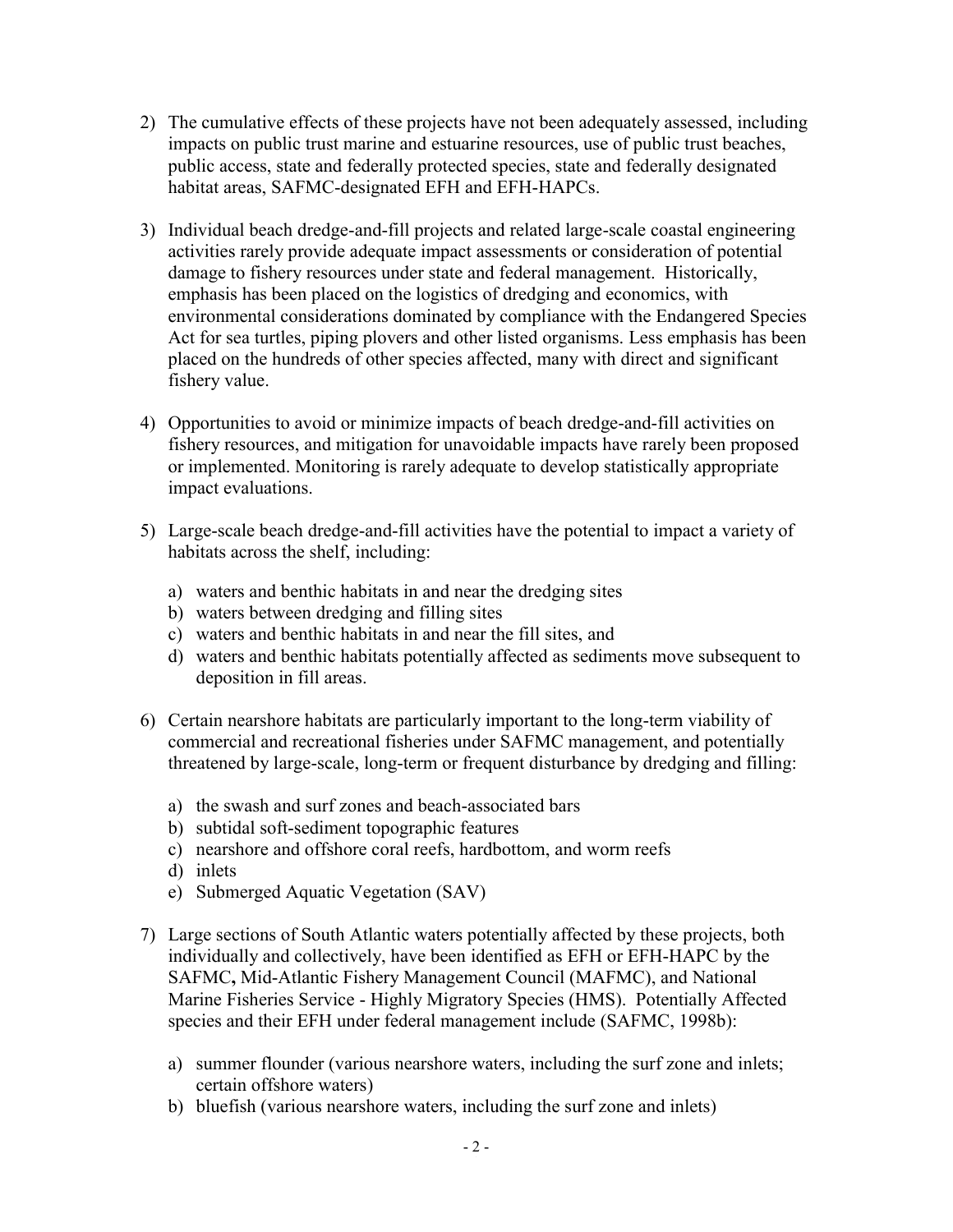2) The cumulative effects of these projects have not been adequately assessed, including impacts on public trust marine and estuarine resources, use of public trust beaches, public access, state and federally protected species, state and federally designated habitat areas, SAFMC-designated EFH and EFH-HAPCs.

3) Individual beach dredge-and-fill projects and related large-scale coastal engineering activities rarely provide adequate impact assessments or consideration of potential damage to fishery resources under state and federal management. Historically, emphasis has been placed on the logistics of dredging and economics, with environmental considerations dominated by compliance with the Endangered Species Act for sea turtles, piping plovers and other listed organisms. Less emphasis has been placed on the hundreds of other species affected, many with direct and significant fishery value.

4) Opportunities to avoid or minimize impacts of beach dredge-and-fill activities on fishery resources, and mitigation for unavoidable impacts have rarely been proposed or implemented. Monitoring is rarely adequate to develop statistically appropriate impact evaluations.

5) Large-scale beach dredge-and-fill activities have the potential to impact a variety of habitats across the shelf, including:

   a) waters and benthic habitats in and near the dredging sites
   b) waters between dredging and filling sites
   c) waters and benthic habitats in and near the fill sites, and
   d) waters and benthic habitats potentially affected as sediments move subsequent to deposition in fill areas.

6) Certain nearshore habitats are particularly important to the long-term viability of commercial and recreational fisheries under SAFMC management, and potentially threatened by large-scale, long-term or frequent disturbance by dredging and filling:

   a) the swash and surf zones and beach-associated bars
   b) subtidal soft-sediment topographic features
   c) nearshore and offshore coral reefs, hardbottom, and worm reefs
   d) inlets
   e) Submerged Aquatic Vegetation (SAV)

7) Large sections of South Atlantic waters potentially affected by these projects, both individually and collectively, have been identified as EFH or EFH-HAPC by the SAFMC**,** Mid-Atlantic Fishery Management Council (MAFMC), and National Marine Fisheries Service - Highly Migratory Species (HMS). Potentially Affected species and their EFH under federal management include (SAFMC, 1998b):

   a) summer flounder (various nearshore waters, including the surf zone and inlets; certain offshore waters)
   b) bluefish (various nearshore waters, including the surf zone and inlets)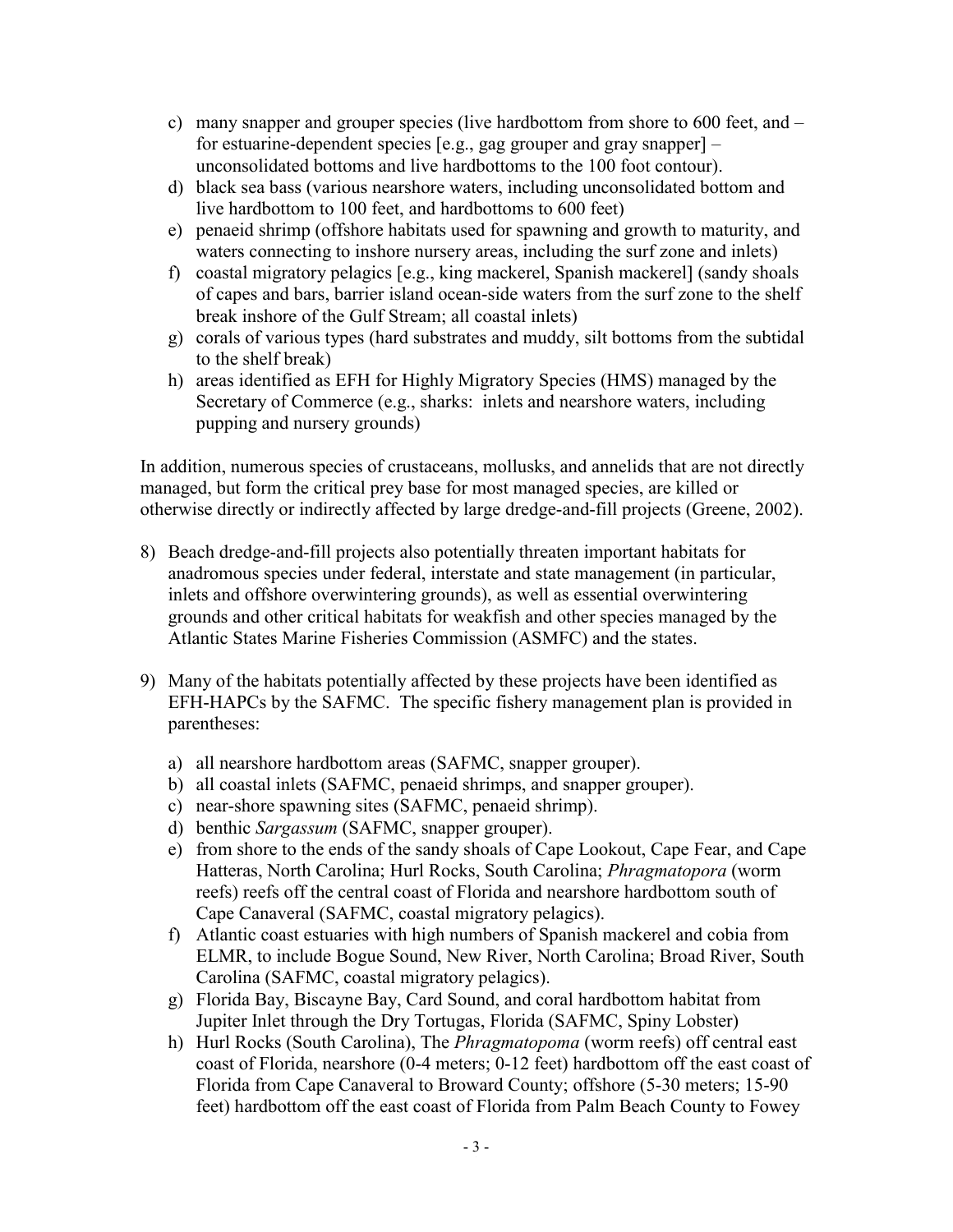c) many snapper and grouper species (live hardbottom from shore to 600 feet, and – for estuarine-dependent species [e.g., gag grouper and gray snapper] – unconsolidated bottoms and live hardbottoms to the 100 foot contour).
d) black sea bass (various nearshore waters, including unconsolidated bottom and live hardbottom to 100 feet, and hardbottoms to 600 feet)
e) penaeid shrimp (offshore habitats used for spawning and growth to maturity, and waters connecting to inshore nursery areas, including the surf zone and inlets)
f) coastal migratory pelagics [e.g., king mackerel, Spanish mackerel] (sandy shoals of capes and bars, barrier island ocean-side waters from the surf zone to the shelf break inshore of the Gulf Stream; all coastal inlets)
g) corals of various types (hard substrates and muddy, silt bottoms from the subtidal to the shelf break)
h) areas identified as EFH for Highly Migratory Species (HMS) managed by the Secretary of Commerce (e.g., sharks: inlets and nearshore waters, including pupping and nursery grounds)

In addition, numerous species of crustaceans, mollusks, and annelids that are not directly managed, but form the critical prey base for most managed species, are killed or otherwise directly or indirectly affected by large dredge-and-fill projects (Greene, 2002).

8) Beach dredge-and-fill projects also potentially threaten important habitats for anadromous species under federal, interstate and state management (in particular, inlets and offshore overwintering grounds), as well as essential overwintering grounds and other critical habitats for weakfish and other species managed by the Atlantic States Marine Fisheries Commission (ASMFC) and the states.

9) Many of the habitats potentially affected by these projects have been identified as EFH-HAPCs by the SAFMC. The specific fishery management plan is provided in parentheses:

   a) all nearshore hardbottom areas (SAFMC, snapper grouper).
   b) all coastal inlets (SAFMC, penaeid shrimps, and snapper grouper).
   c) near-shore spawning sites (SAFMC, penaeid shrimp).
   d) benthic *Sargassum* (SAFMC, snapper grouper).
   e) from shore to the ends of the sandy shoals of Cape Lookout, Cape Fear, and Cape Hatteras, North Carolina; Hurl Rocks, South Carolina; *Phragmatopora* (worm reefs) reefs off the central coast of Florida and nearshore hardbottom south of Cape Canaveral (SAFMC, coastal migratory pelagics).
   f) Atlantic coast estuaries with high numbers of Spanish mackerel and cobia from ELMR, to include Bogue Sound, New River, North Carolina; Broad River, South Carolina (SAFMC, coastal migratory pelagics).
   g) Florida Bay, Biscayne Bay, Card Sound, and coral hardbottom habitat from Jupiter Inlet through the Dry Tortugas, Florida (SAFMC, Spiny Lobster)
   h) Hurl Rocks (South Carolina), The *Phragmatopoma* (worm reefs) off central east coast of Florida, nearshore (0-4 meters; 0-12 feet) hardbottom off the east coast of Florida from Cape Canaveral to Broward County; offshore (5-30 meters; 15-90 feet) hardbottom off the east coast of Florida from Palm Beach County to Fowey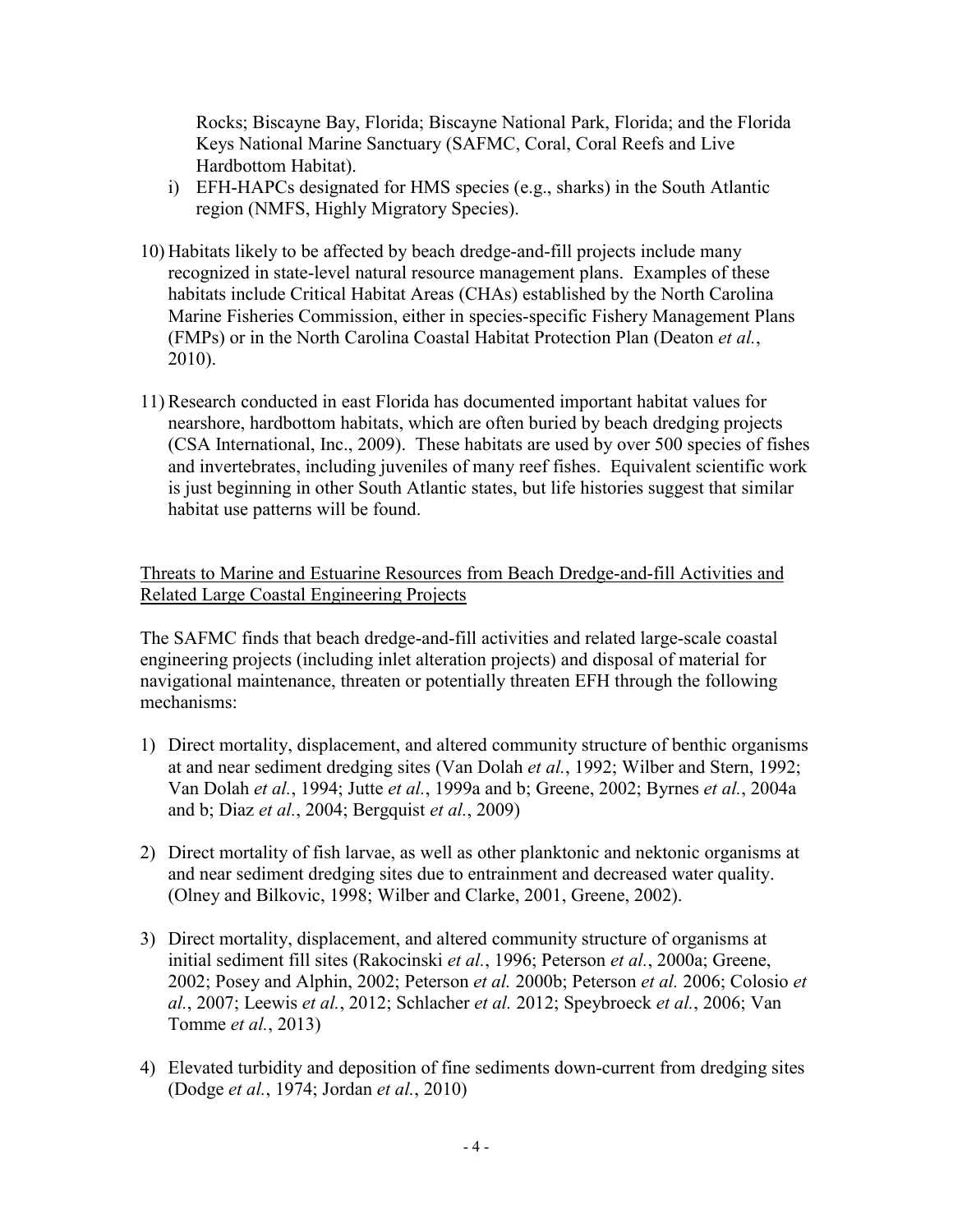Rocks; Biscayne Bay, Florida; Biscayne National Park, Florida; and the Florida Keys National Marine Sanctuary (SAFMC, Coral, Coral Reefs and Live Hardbottom Habitat).

i) EFH-HAPCs designated for HMS species (e.g., sharks) in the South Atlantic region (NMFS, Highly Migratory Species).

10) Habitats likely to be affected by beach dredge-and-fill projects include many recognized in state-level natural resource management plans. Examples of these habitats include Critical Habitat Areas (CHAs) established by the North Carolina Marine Fisheries Commission, either in species-specific Fishery Management Plans (FMPs) or in the North Carolina Coastal Habitat Protection Plan (Deaton *et al.*, 2010).

11) Research conducted in east Florida has documented important habitat values for nearshore, hardbottom habitats, which are often buried by beach dredging projects (CSA International, Inc., 2009). These habitats are used by over 500 species of fishes and invertebrates, including juveniles of many reef fishes. Equivalent scientific work is just beginning in other South Atlantic states, but life histories suggest that similar habitat use patterns will be found.

<u>Threats to Marine and Estuarine Resources from Beach Dredge-and-fill Activities and Related Large Coastal Engineering Projects</u>

The SAFMC finds that beach dredge-and-fill activities and related large-scale coastal engineering projects (including inlet alteration projects) and disposal of material for navigational maintenance, threaten or potentially threaten EFH through the following mechanisms:

1) Direct mortality, displacement, and altered community structure of benthic organisms at and near sediment dredging sites (Van Dolah *et al.*, 1992; Wilber and Stern, 1992; Van Dolah *et al.*, 1994; Jutte *et al.*, 1999a and b; Greene, 2002; Byrnes *et al.*, 2004a and b; Diaz *et al.*, 2004; Bergquist *et al.*, 2009)

2) Direct mortality of fish larvae, as well as other planktonic and nektonic organisms at and near sediment dredging sites due to entrainment and decreased water quality. (Olney and Bilkovic, 1998; Wilber and Clarke, 2001, Greene, 2002).

3) Direct mortality, displacement, and altered community structure of organisms at initial sediment fill sites (Rakocinski *et al.*, 1996; Peterson *et al.*, 2000a; Greene, 2002; Posey and Alphin, 2002; Peterson *et al.* 2000b; Peterson *et al.* 2006; Colosio *et al.*, 2007; Leewis *et al.*, 2012; Schlacher *et al.* 2012; Speybroeck *et al.*, 2006; Van Tomme *et al.*, 2013)

4) Elevated turbidity and deposition of fine sediments down-current from dredging sites (Dodge *et al.*, 1974; Jordan *et al.*, 2010)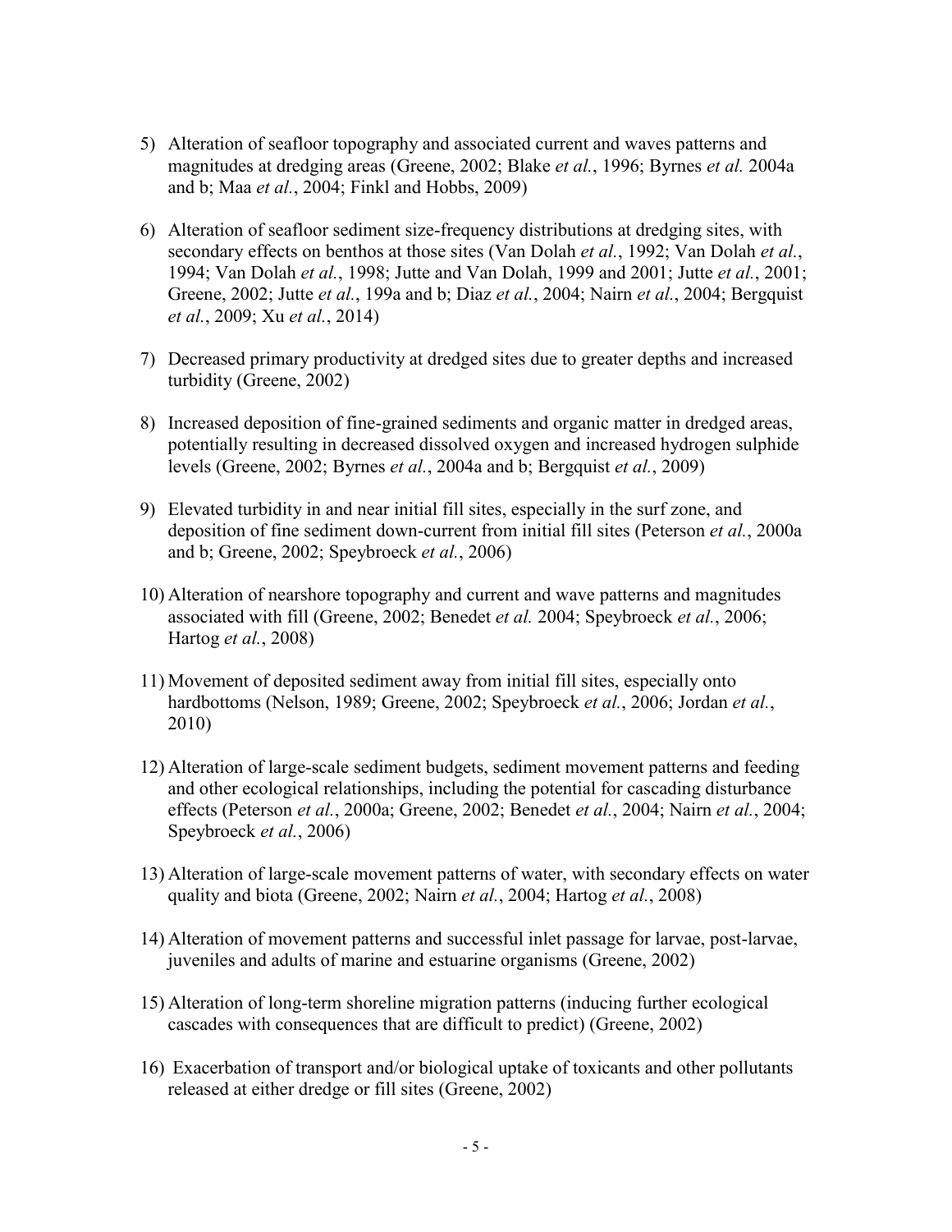5) Alteration of seafloor topography and associated current and waves patterns and magnitudes at dredging areas (Greene, 2002; Blake *et al.*, 1996; Byrnes *et al.* 2004a and b; Maa *et al.*, 2004; Finkl and Hobbs, 2009)

6) Alteration of seafloor sediment size-frequency distributions at dredging sites, with secondary effects on benthos at those sites (Van Dolah *et al.*, 1992; Van Dolah *et al.*, 1994; Van Dolah *et al.*, 1998; Jutte and Van Dolah, 1999 and 2001; Jutte *et al.*, 2001; Greene, 2002; Jutte *et al.*, 199a and b; Diaz *et al.*, 2004; Nairn *et al.*, 2004; Bergquist *et al.*, 2009; Xu *et al.*, 2014)

7) Decreased primary productivity at dredged sites due to greater depths and increased turbidity (Greene, 2002)

8) Increased deposition of fine-grained sediments and organic matter in dredged areas, potentially resulting in decreased dissolved oxygen and increased hydrogen sulphide levels (Greene, 2002; Byrnes *et al.*, 2004a and b; Bergquist *et al.*, 2009)

9) Elevated turbidity in and near initial fill sites, especially in the surf zone, and deposition of fine sediment down-current from initial fill sites (Peterson *et al.*, 2000a and b; Greene, 2002; Speybroeck *et al.*, 2006)

10) Alteration of nearshore topography and current and wave patterns and magnitudes associated with fill (Greene, 2002; Benedet *et al.* 2004; Speybroeck *et al.*, 2006; Hartog *et al.*, 2008)

11) Movement of deposited sediment away from initial fill sites, especially onto hardbottoms (Nelson, 1989; Greene, 2002; Speybroeck *et al.*, 2006; Jordan *et al.*, 2010)

12) Alteration of large-scale sediment budgets, sediment movement patterns and feeding and other ecological relationships, including the potential for cascading disturbance effects (Peterson *et al.*, 2000a; Greene, 2002; Benedet *et al.*, 2004; Nairn *et al.*, 2004; Speybroeck *et al.*, 2006)

13) Alteration of large-scale movement patterns of water, with secondary effects on water quality and biota (Greene, 2002; Nairn *et al.*, 2004; Hartog *et al.*, 2008)

14) Alteration of movement patterns and successful inlet passage for larvae, post-larvae, juveniles and adults of marine and estuarine organisms (Greene, 2002)

15) Alteration of long-term shoreline migration patterns (inducing further ecological cascades with consequences that are difficult to predict) (Greene, 2002)

16) Exacerbation of transport and/or biological uptake of toxicants and other pollutants released at either dredge or fill sites (Greene, 2002)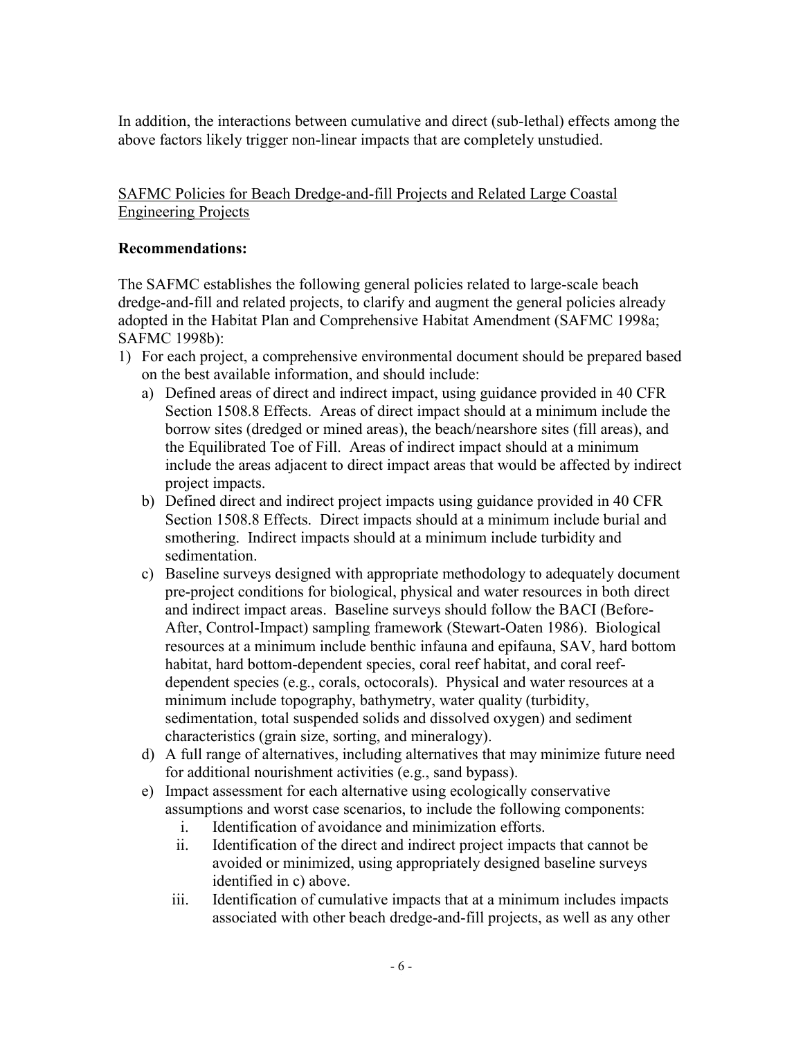In addition, the interactions between cumulative and direct (sub-lethal) effects among the above factors likely trigger non-linear impacts that are completely unstudied.

<u>SAFMC Policies for Beach Dredge-and-fill Projects and Related Large Coastal Engineering Projects</u>

**Recommendations:**

The SAFMC establishes the following general policies related to large-scale beach dredge-and-fill and related projects, to clarify and augment the general policies already adopted in the Habitat Plan and Comprehensive Habitat Amendment (SAFMC 1998a; SAFMC 1998b):

1) For each project, a comprehensive environmental document should be prepared based on the best available information, and should include:
   a) Defined areas of direct and indirect impact, using guidance provided in 40 CFR Section 1508.8 Effects. Areas of direct impact should at a minimum include the borrow sites (dredged or mined areas), the beach/nearshore sites (fill areas), and the Equilibrated Toe of Fill. Areas of indirect impact should at a minimum include the areas adjacent to direct impact areas that would be affected by indirect project impacts.
   b) Defined direct and indirect project impacts using guidance provided in 40 CFR Section 1508.8 Effects. Direct impacts should at a minimum include burial and smothering. Indirect impacts should at a minimum include turbidity and sedimentation.
   c) Baseline surveys designed with appropriate methodology to adequately document pre-project conditions for biological, physical and water resources in both direct and indirect impact areas. Baseline surveys should follow the BACI (Before-After, Control-Impact) sampling framework (Stewart-Oaten 1986). Biological resources at a minimum include benthic infauna and epifauna, SAV, hard bottom habitat, hard bottom-dependent species, coral reef habitat, and coral reef-dependent species (e.g., corals, octocorals). Physical and water resources at a minimum include topography, bathymetry, water quality (turbidity, sedimentation, total suspended solids and dissolved oxygen) and sediment characteristics (grain size, sorting, and mineralogy).
   d) A full range of alternatives, including alternatives that may minimize future need for additional nourishment activities (e.g., sand bypass).
   e) Impact assessment for each alternative using ecologically conservative assumptions and worst case scenarios, to include the following components:
      i. Identification of avoidance and minimization efforts.
      ii. Identification of the direct and indirect project impacts that cannot be avoided or minimized, using appropriately designed baseline surveys identified in c) above.
      iii. Identification of cumulative impacts that at a minimum includes impacts associated with other beach dredge-and-fill projects, as well as any other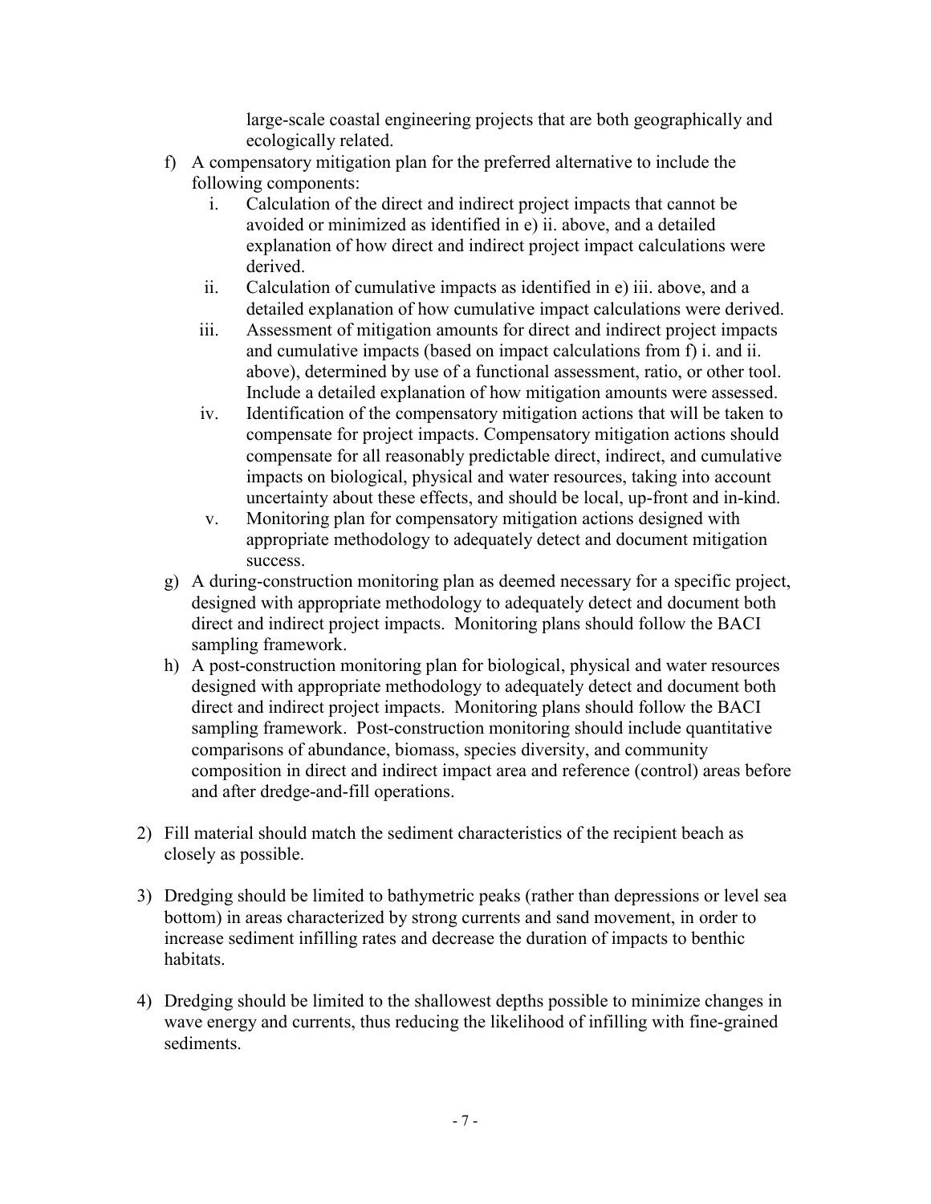large-scale coastal engineering projects that are both geographically and ecologically related.

f) A compensatory mitigation plan for the preferred alternative to include the following components:
   i. Calculation of the direct and indirect project impacts that cannot be avoided or minimized as identified in e) ii. above, and a detailed explanation of how direct and indirect project impact calculations were derived.
   ii. Calculation of cumulative impacts as identified in e) iii. above, and a detailed explanation of how cumulative impact calculations were derived.
   iii. Assessment of mitigation amounts for direct and indirect project impacts and cumulative impacts (based on impact calculations from f) i. and ii. above), determined by use of a functional assessment, ratio, or other tool. Include a detailed explanation of how mitigation amounts were assessed.
   iv. Identification of the compensatory mitigation actions that will be taken to compensate for project impacts. Compensatory mitigation actions should compensate for all reasonably predictable direct, indirect, and cumulative impacts on biological, physical and water resources, taking into account uncertainty about these effects, and should be local, up-front and in-kind.
   v. Monitoring plan for compensatory mitigation actions designed with appropriate methodology to adequately detect and document mitigation success.

g) A during-construction monitoring plan as deemed necessary for a specific project, designed with appropriate methodology to adequately detect and document both direct and indirect project impacts. Monitoring plans should follow the BACI sampling framework.

h) A post-construction monitoring plan for biological, physical and water resources designed with appropriate methodology to adequately detect and document both direct and indirect project impacts. Monitoring plans should follow the BACI sampling framework. Post-construction monitoring should include quantitative comparisons of abundance, biomass, species diversity, and community composition in direct and indirect impact area and reference (control) areas before and after dredge-and-fill operations.

2) Fill material should match the sediment characteristics of the recipient beach as closely as possible.

3) Dredging should be limited to bathymetric peaks (rather than depressions or level sea bottom) in areas characterized by strong currents and sand movement, in order to increase sediment infilling rates and decrease the duration of impacts to benthic habitats.

4) Dredging should be limited to the shallowest depths possible to minimize changes in wave energy and currents, thus reducing the likelihood of infilling with fine-grained sediments.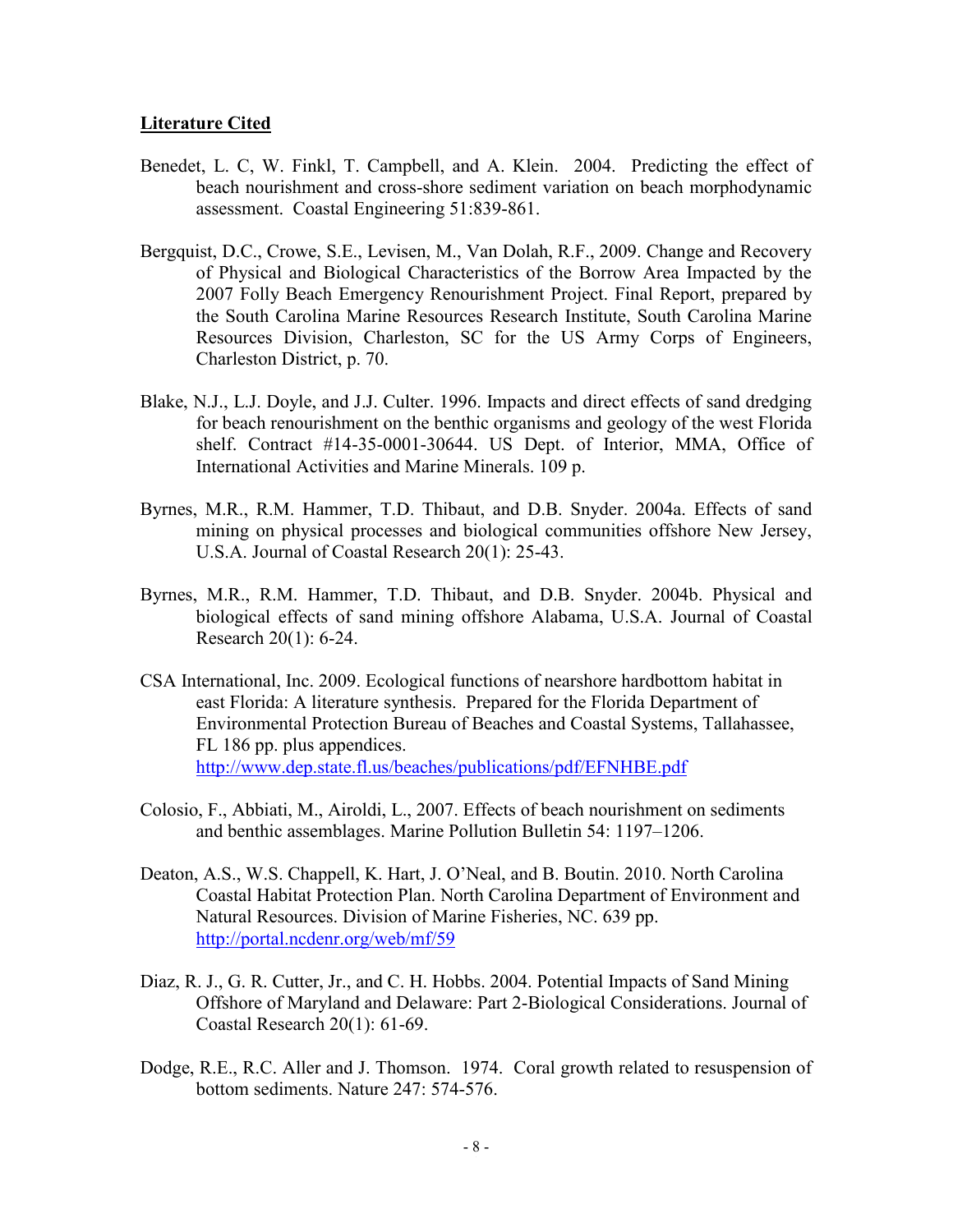**Literature Cited**

Benedet, L. C, W. Finkl, T. Campbell, and A. Klein. 2004. Predicting the effect of beach nourishment and cross-shore sediment variation on beach morphodynamic assessment. Coastal Engineering 51:839-861.

Bergquist, D.C., Crowe, S.E., Levisen, M., Van Dolah, R.F., 2009. Change and Recovery of Physical and Biological Characteristics of the Borrow Area Impacted by the 2007 Folly Beach Emergency Renourishment Project. Final Report, prepared by the South Carolina Marine Resources Research Institute, South Carolina Marine Resources Division, Charleston, SC for the US Army Corps of Engineers, Charleston District, p. 70.

Blake, N.J., L.J. Doyle, and J.J. Culter. 1996. Impacts and direct effects of sand dredging for beach renourishment on the benthic organisms and geology of the west Florida shelf. Contract #14-35-0001-30644. US Dept. of Interior, MMA, Office of International Activities and Marine Minerals. 109 p.

Byrnes, M.R., R.M. Hammer, T.D. Thibaut, and D.B. Snyder. 2004a. Effects of sand mining on physical processes and biological communities offshore New Jersey, U.S.A. Journal of Coastal Research 20(1): 25-43.

Byrnes, M.R., R.M. Hammer, T.D. Thibaut, and D.B. Snyder. 2004b. Physical and biological effects of sand mining offshore Alabama, U.S.A. Journal of Coastal Research 20(1): 6-24.

CSA International, Inc. 2009. Ecological functions of nearshore hardbottom habitat in east Florida: A literature synthesis. Prepared for the Florida Department of Environmental Protection Bureau of Beaches and Coastal Systems, Tallahassee, FL 186 pp. plus appendices. http://www.dep.state.fl.us/beaches/publications/pdf/EFNHBE.pdf

Colosio, F., Abbiati, M., Airoldi, L., 2007. Effects of beach nourishment on sediments and benthic assemblages. Marine Pollution Bulletin 54: 1197–1206.

Deaton, A.S., W.S. Chappell, K. Hart, J. O'Neal, and B. Boutin. 2010. North Carolina Coastal Habitat Protection Plan. North Carolina Department of Environment and Natural Resources. Division of Marine Fisheries, NC. 639 pp. http://portal.ncdenr.org/web/mf/59

Diaz, R. J., G. R. Cutter, Jr., and C. H. Hobbs. 2004. Potential Impacts of Sand Mining Offshore of Maryland and Delaware: Part 2-Biological Considerations. Journal of Coastal Research 20(1): 61-69.

Dodge, R.E., R.C. Aller and J. Thomson. 1974. Coral growth related to resuspension of bottom sediments. Nature 247: 574-576.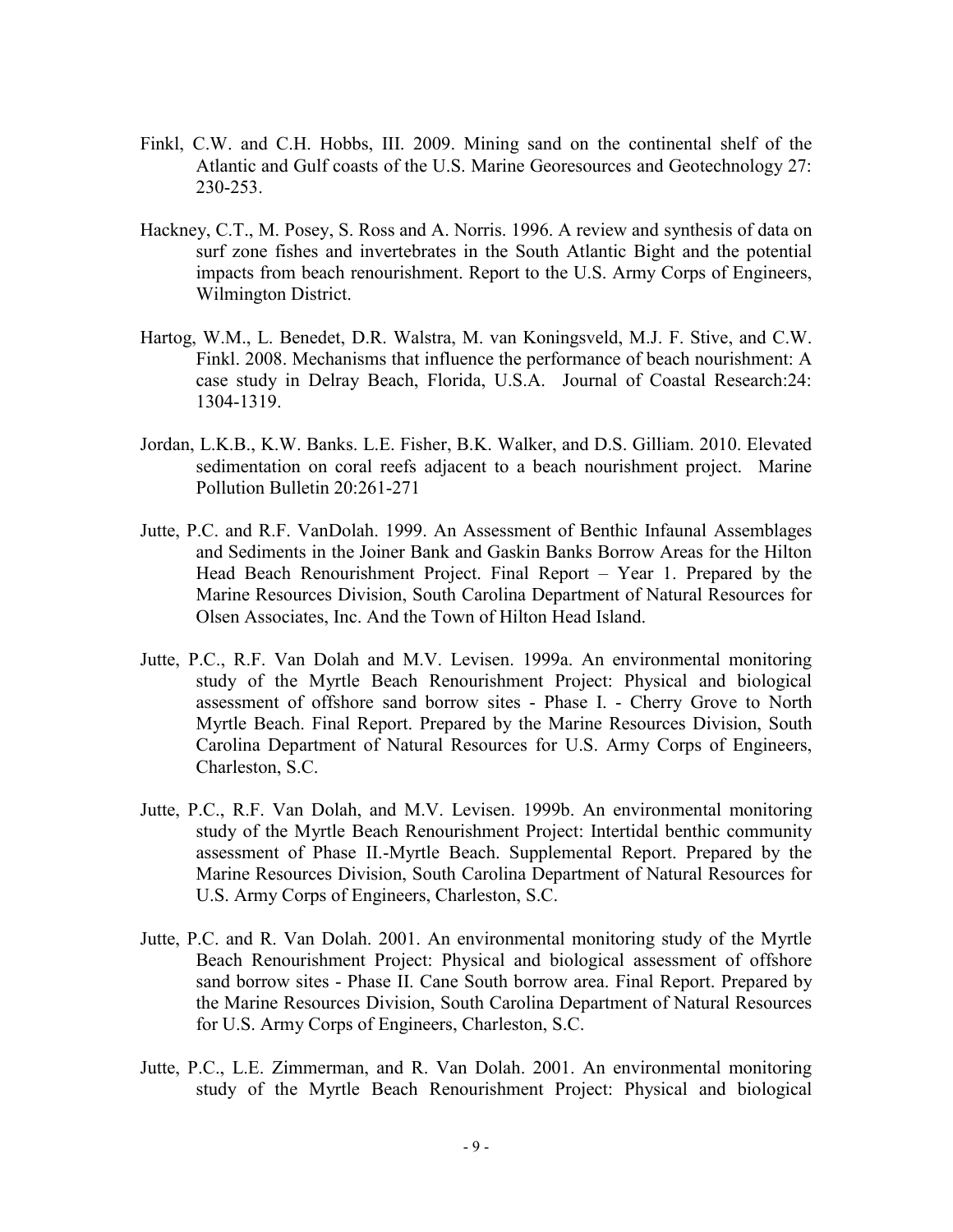Finkl, C.W. and C.H. Hobbs, III. 2009. Mining sand on the continental shelf of the Atlantic and Gulf coasts of the U.S. Marine Georesources and Geotechnology 27: 230-253.

Hackney, C.T., M. Posey, S. Ross and A. Norris. 1996. A review and synthesis of data on surf zone fishes and invertebrates in the South Atlantic Bight and the potential impacts from beach renourishment. Report to the U.S. Army Corps of Engineers, Wilmington District.

Hartog, W.M., L. Benedet, D.R. Walstra, M. van Koningsveld, M.J. F. Stive, and C.W. Finkl. 2008. Mechanisms that influence the performance of beach nourishment: A case study in Delray Beach, Florida, U.S.A. Journal of Coastal Research:24: 1304-1319.

Jordan, L.K.B., K.W. Banks. L.E. Fisher, B.K. Walker, and D.S. Gilliam. 2010. Elevated sedimentation on coral reefs adjacent to a beach nourishment project. Marine Pollution Bulletin 20:261-271

Jutte, P.C. and R.F. VanDolah. 1999. An Assessment of Benthic Infaunal Assemblages and Sediments in the Joiner Bank and Gaskin Banks Borrow Areas for the Hilton Head Beach Renourishment Project. Final Report – Year 1. Prepared by the Marine Resources Division, South Carolina Department of Natural Resources for Olsen Associates, Inc. And the Town of Hilton Head Island.

Jutte, P.C., R.F. Van Dolah and M.V. Levisen. 1999a. An environmental monitoring study of the Myrtle Beach Renourishment Project: Physical and biological assessment of offshore sand borrow sites - Phase I. - Cherry Grove to North Myrtle Beach. Final Report. Prepared by the Marine Resources Division, South Carolina Department of Natural Resources for U.S. Army Corps of Engineers, Charleston, S.C.

Jutte, P.C., R.F. Van Dolah, and M.V. Levisen. 1999b. An environmental monitoring study of the Myrtle Beach Renourishment Project: Intertidal benthic community assessment of Phase II.-Myrtle Beach. Supplemental Report. Prepared by the Marine Resources Division, South Carolina Department of Natural Resources for U.S. Army Corps of Engineers, Charleston, S.C.

Jutte, P.C. and R. Van Dolah. 2001. An environmental monitoring study of the Myrtle Beach Renourishment Project: Physical and biological assessment of offshore sand borrow sites - Phase II. Cane South borrow area. Final Report. Prepared by the Marine Resources Division, South Carolina Department of Natural Resources for U.S. Army Corps of Engineers, Charleston, S.C.

Jutte, P.C., L.E. Zimmerman, and R. Van Dolah. 2001. An environmental monitoring study of the Myrtle Beach Renourishment Project: Physical and biological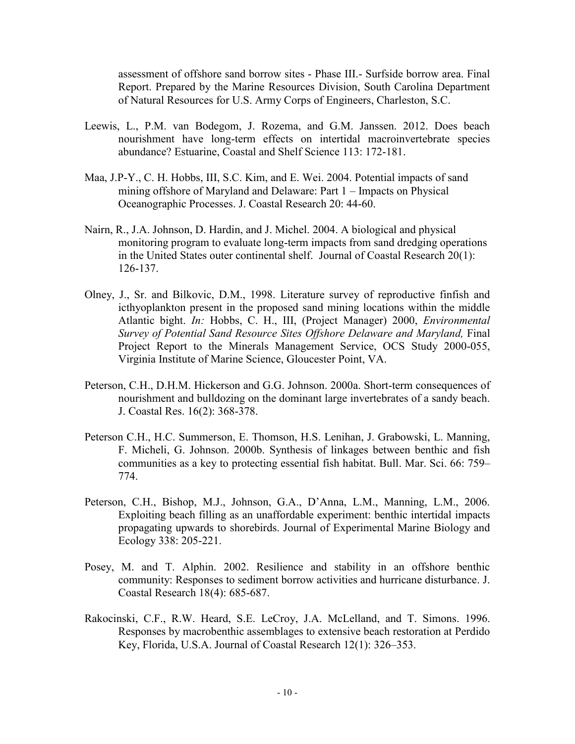assessment of offshore sand borrow sites - Phase III.- Surfside borrow area. Final Report. Prepared by the Marine Resources Division, South Carolina Department of Natural Resources for U.S. Army Corps of Engineers, Charleston, S.C.

Leewis, L., P.M. van Bodegom, J. Rozema, and G.M. Janssen. 2012. Does beach nourishment have long-term effects on intertidal macroinvertebrate species abundance? Estuarine, Coastal and Shelf Science 113: 172-181.

Maa, J.P-Y., C. H. Hobbs, III, S.C. Kim, and E. Wei. 2004. Potential impacts of sand mining offshore of Maryland and Delaware: Part 1 – Impacts on Physical Oceanographic Processes. J. Coastal Research 20: 44-60.

Nairn, R., J.A. Johnson, D. Hardin, and J. Michel. 2004. A biological and physical monitoring program to evaluate long-term impacts from sand dredging operations in the United States outer continental shelf. Journal of Coastal Research 20(1): 126-137.

Olney, J., Sr. and Bilkovic, D.M., 1998. Literature survey of reproductive finfish and icthyoplankton present in the proposed sand mining locations within the middle Atlantic bight. *In:* Hobbs, C. H., III, (Project Manager) 2000, *Environmental Survey of Potential Sand Resource Sites Offshore Delaware and Maryland,* Final Project Report to the Minerals Management Service, OCS Study 2000-055, Virginia Institute of Marine Science, Gloucester Point, VA.

Peterson, C.H., D.H.M. Hickerson and G.G. Johnson. 2000a. Short-term consequences of nourishment and bulldozing on the dominant large invertebrates of a sandy beach. J. Coastal Res. 16(2): 368-378.

Peterson C.H., H.C. Summerson, E. Thomson, H.S. Lenihan, J. Grabowski, L. Manning, F. Micheli, G. Johnson. 2000b. Synthesis of linkages between benthic and fish communities as a key to protecting essential fish habitat. Bull. Mar. Sci. 66: 759–774.

Peterson, C.H., Bishop, M.J., Johnson, G.A., D'Anna, L.M., Manning, L.M., 2006. Exploiting beach filling as an unaffordable experiment: benthic intertidal impacts propagating upwards to shorebirds. Journal of Experimental Marine Biology and Ecology 338: 205-221.

Posey, M. and T. Alphin. 2002. Resilience and stability in an offshore benthic community: Responses to sediment borrow activities and hurricane disturbance. J. Coastal Research 18(4): 685-687.

Rakocinski, C.F., R.W. Heard, S.E. LeCroy, J.A. McLelland, and T. Simons. 1996. Responses by macrobenthic assemblages to extensive beach restoration at Perdido Key, Florida, U.S.A. Journal of Coastal Research 12(1): 326–353.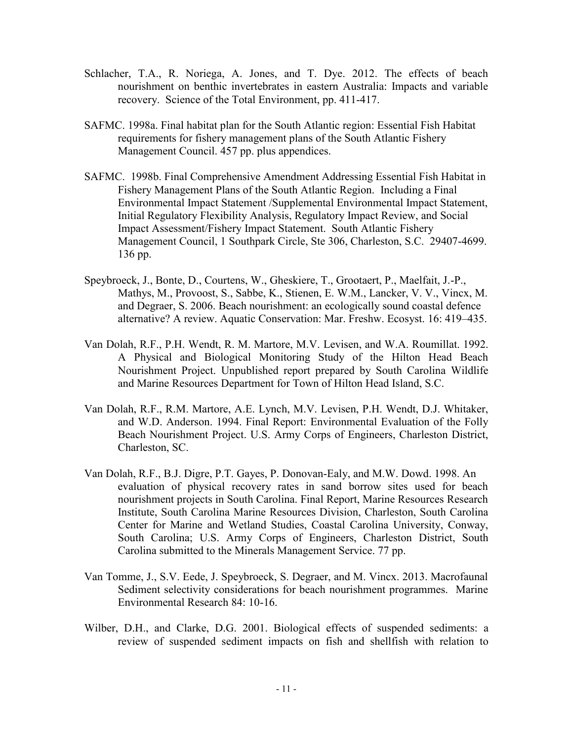Schlacher, T.A., R. Noriega, A. Jones, and T. Dye. 2012. The effects of beach nourishment on benthic invertebrates in eastern Australia: Impacts and variable recovery. Science of the Total Environment, pp. 411-417.

SAFMC. 1998a. Final habitat plan for the South Atlantic region: Essential Fish Habitat requirements for fishery management plans of the South Atlantic Fishery Management Council. 457 pp. plus appendices.

SAFMC. 1998b. Final Comprehensive Amendment Addressing Essential Fish Habitat in Fishery Management Plans of the South Atlantic Region. Including a Final Environmental Impact Statement /Supplemental Environmental Impact Statement, Initial Regulatory Flexibility Analysis, Regulatory Impact Review, and Social Impact Assessment/Fishery Impact Statement. South Atlantic Fishery Management Council, 1 Southpark Circle, Ste 306, Charleston, S.C. 29407-4699. 136 pp.

Speybroeck, J., Bonte, D., Courtens, W., Gheskiere, T., Grootaert, P., Maelfait, J.-P., Mathys, M., Provoost, S., Sabbe, K., Stienen, E. W.M., Lancker, V. V., Vincx, M. and Degraer, S. 2006. Beach nourishment: an ecologically sound coastal defence alternative? A review. Aquatic Conservation: Mar. Freshw. Ecosyst. 16: 419–435.

Van Dolah, R.F., P.H. Wendt, R. M. Martore, M.V. Levisen, and W.A. Roumillat. 1992. A Physical and Biological Monitoring Study of the Hilton Head Beach Nourishment Project. Unpublished report prepared by South Carolina Wildlife and Marine Resources Department for Town of Hilton Head Island, S.C.

Van Dolah, R.F., R.M. Martore, A.E. Lynch, M.V. Levisen, P.H. Wendt, D.J. Whitaker, and W.D. Anderson. 1994. Final Report: Environmental Evaluation of the Folly Beach Nourishment Project. U.S. Army Corps of Engineers, Charleston District, Charleston, SC.

Van Dolah, R.F., B.J. Digre, P.T. Gayes, P. Donovan-Ealy, and M.W. Dowd. 1998. An evaluation of physical recovery rates in sand borrow sites used for beach nourishment projects in South Carolina. Final Report, Marine Resources Research Institute, South Carolina Marine Resources Division, Charleston, South Carolina Center for Marine and Wetland Studies, Coastal Carolina University, Conway, South Carolina; U.S. Army Corps of Engineers, Charleston District, South Carolina submitted to the Minerals Management Service. 77 pp.

Van Tomme, J., S.V. Eede, J. Speybroeck, S. Degraer, and M. Vincx. 2013. Macrofaunal Sediment selectivity considerations for beach nourishment programmes. Marine Environmental Research 84: 10-16.

Wilber, D.H., and Clarke, D.G. 2001. Biological effects of suspended sediments: a review of suspended sediment impacts on fish and shellfish with relation to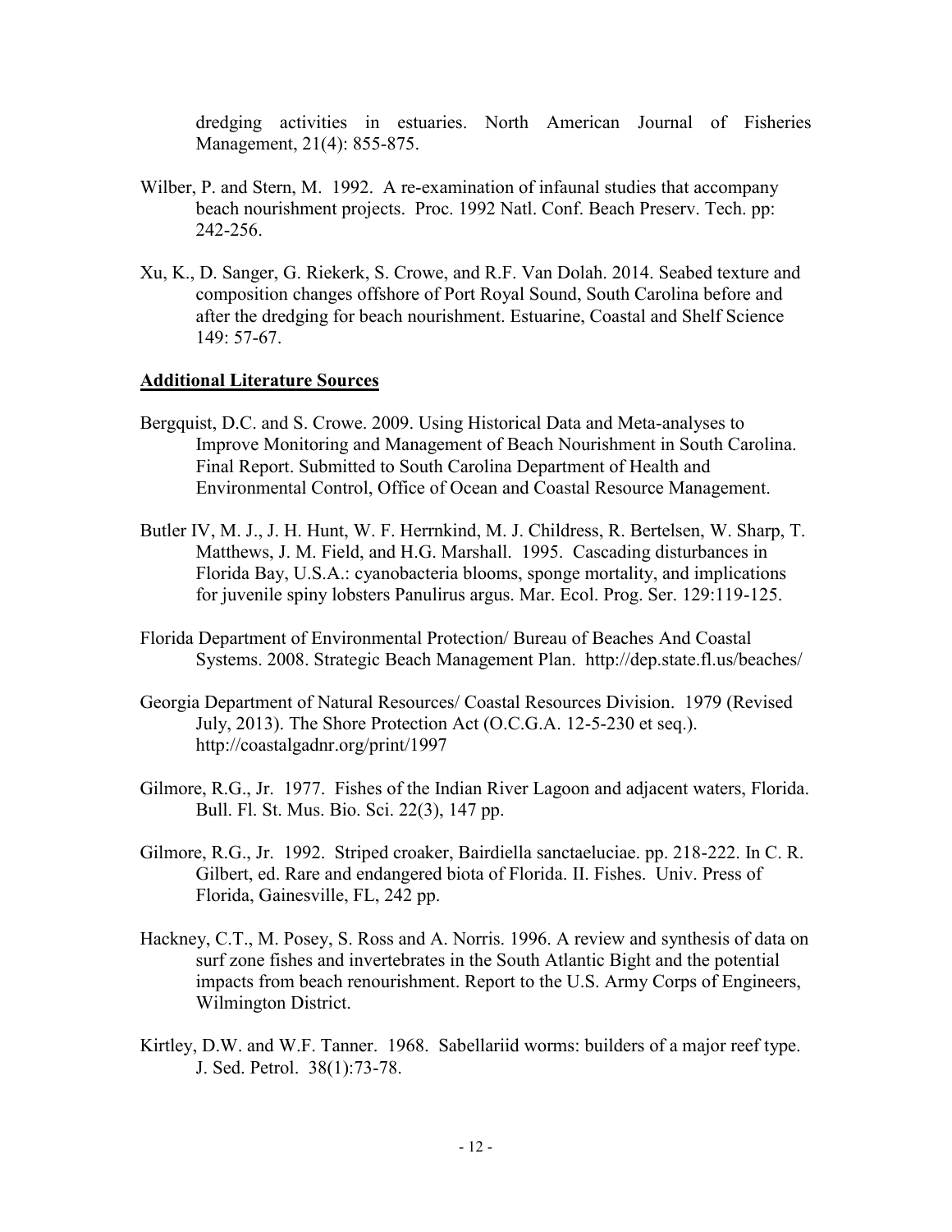dredging activities in estuaries. North American Journal of Fisheries Management, 21(4): 855-875.

Wilber, P. and Stern, M. 1992. A re-examination of infaunal studies that accompany beach nourishment projects. Proc. 1992 Natl. Conf. Beach Preserv. Tech. pp: 242-256.

Xu, K., D. Sanger, G. Riekerk, S. Crowe, and R.F. Van Dolah. 2014. Seabed texture and composition changes offshore of Port Royal Sound, South Carolina before and after the dredging for beach nourishment. Estuarine, Coastal and Shelf Science 149: 57-67.

**Additional Literature Sources**

Bergquist, D.C. and S. Crowe. 2009. Using Historical Data and Meta-analyses to Improve Monitoring and Management of Beach Nourishment in South Carolina. Final Report. Submitted to South Carolina Department of Health and Environmental Control, Office of Ocean and Coastal Resource Management.

Butler IV, M. J., J. H. Hunt, W. F. Herrnkind, M. J. Childress, R. Bertelsen, W. Sharp, T. Matthews, J. M. Field, and H.G. Marshall. 1995. Cascading disturbances in Florida Bay, U.S.A.: cyanobacteria blooms, sponge mortality, and implications for juvenile spiny lobsters Panulirus argus. Mar. Ecol. Prog. Ser. 129:119-125.

Florida Department of Environmental Protection/ Bureau of Beaches And Coastal Systems. 2008. Strategic Beach Management Plan. http://dep.state.fl.us/beaches/

Georgia Department of Natural Resources/ Coastal Resources Division. 1979 (Revised July, 2013). The Shore Protection Act (O.C.G.A. 12-5-230 et seq.). http://coastalgadnr.org/print/1997

Gilmore, R.G., Jr. 1977. Fishes of the Indian River Lagoon and adjacent waters, Florida. Bull. Fl. St. Mus. Bio. Sci. 22(3), 147 pp.

Gilmore, R.G., Jr. 1992. Striped croaker, Bairdiella sanctaeluciae. pp. 218-222. In C. R. Gilbert, ed. Rare and endangered biota of Florida. II. Fishes. Univ. Press of Florida, Gainesville, FL, 242 pp.

Hackney, C.T., M. Posey, S. Ross and A. Norris. 1996. A review and synthesis of data on surf zone fishes and invertebrates in the South Atlantic Bight and the potential impacts from beach renourishment. Report to the U.S. Army Corps of Engineers, Wilmington District.

Kirtley, D.W. and W.F. Tanner. 1968. Sabellariid worms: builders of a major reef type. J. Sed. Petrol. 38(1):73-78.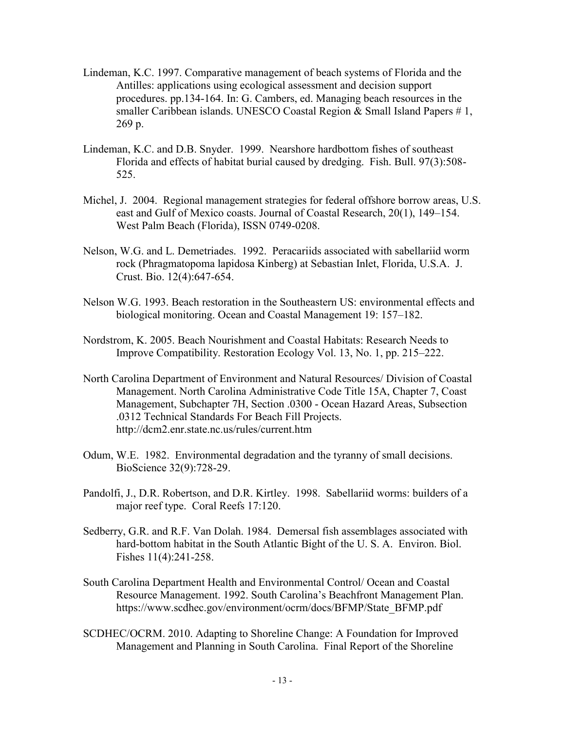Lindeman, K.C. 1997. Comparative management of beach systems of Florida and the Antilles: applications using ecological assessment and decision support procedures. pp.134-164. In: G. Cambers, ed. Managing beach resources in the smaller Caribbean islands. UNESCO Coastal Region & Small Island Papers # 1, 269 p.

Lindeman, K.C. and D.B. Snyder. 1999. Nearshore hardbottom fishes of southeast Florida and effects of habitat burial caused by dredging. Fish. Bull. 97(3):508-525.

Michel, J. 2004. Regional management strategies for federal offshore borrow areas, U.S. east and Gulf of Mexico coasts. Journal of Coastal Research, 20(1), 149–154. West Palm Beach (Florida), ISSN 0749-0208.

Nelson, W.G. and L. Demetriades. 1992. Peracariids associated with sabellariid worm rock (Phragmatopoma lapidosa Kinberg) at Sebastian Inlet, Florida, U.S.A. J. Crust. Bio. 12(4):647-654.

Nelson W.G. 1993. Beach restoration in the Southeastern US: environmental effects and biological monitoring. Ocean and Coastal Management 19: 157–182.

Nordstrom, K. 2005. Beach Nourishment and Coastal Habitats: Research Needs to Improve Compatibility. Restoration Ecology Vol. 13, No. 1, pp. 215–222.

North Carolina Department of Environment and Natural Resources/ Division of Coastal Management. North Carolina Administrative Code Title 15A, Chapter 7, Coast Management, Subchapter 7H, Section .0300 - Ocean Hazard Areas, Subsection .0312 Technical Standards For Beach Fill Projects. http://dcm2.enr.state.nc.us/rules/current.htm

Odum, W.E. 1982. Environmental degradation and the tyranny of small decisions. BioScience 32(9):728-29.

Pandolfi, J., D.R. Robertson, and D.R. Kirtley. 1998. Sabellariid worms: builders of a major reef type. Coral Reefs 17:120.

Sedberry, G.R. and R.F. Van Dolah. 1984. Demersal fish assemblages associated with hard-bottom habitat in the South Atlantic Bight of the U. S. A. Environ. Biol. Fishes 11(4):241-258.

South Carolina Department Health and Environmental Control/ Ocean and Coastal Resource Management. 1992. South Carolina's Beachfront Management Plan. https://www.scdhec.gov/environment/ocrm/docs/BFMP/State_BFMP.pdf

SCDHEC/OCRM. 2010. Adapting to Shoreline Change: A Foundation for Improved Management and Planning in South Carolina. Final Report of the Shoreline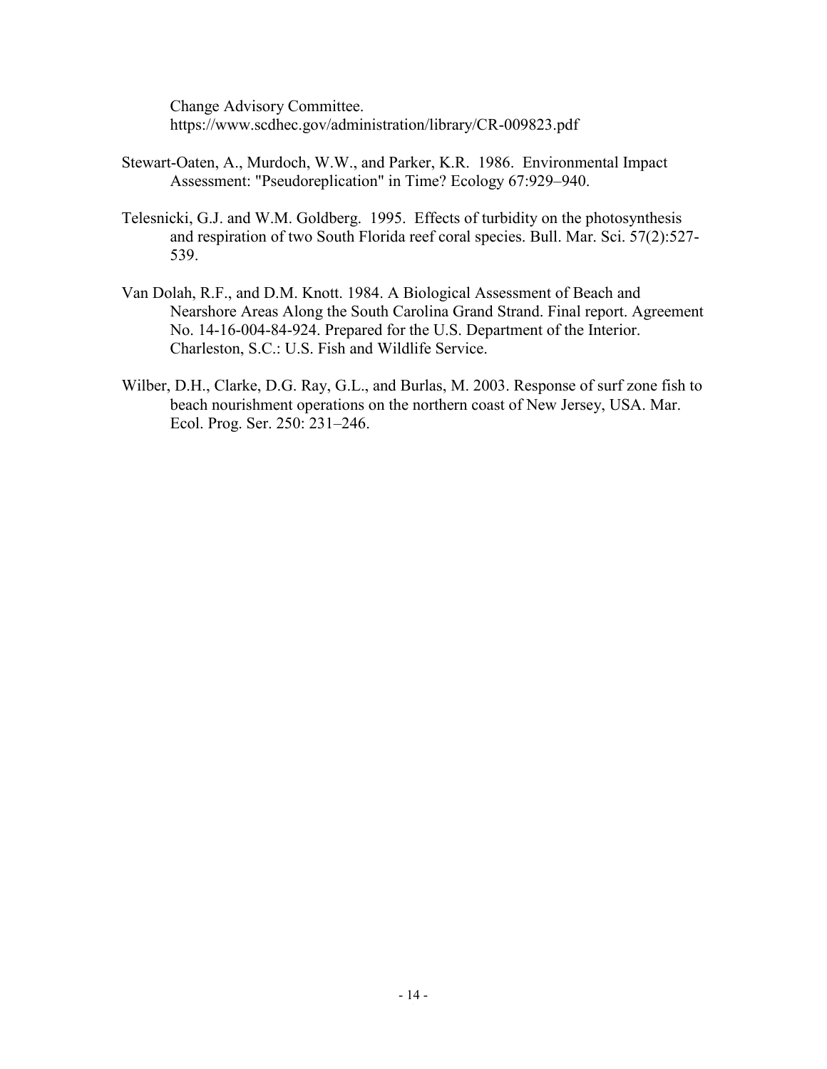Change Advisory Committee. https://www.scdhec.gov/administration/library/CR-009823.pdf

Stewart-Oaten, A., Murdoch, W.W., and Parker, K.R. 1986. Environmental Impact Assessment: "Pseudoreplication" in Time? Ecology 67:929–940.

Telesnicki, G.J. and W.M. Goldberg. 1995. Effects of turbidity on the photosynthesis and respiration of two South Florida reef coral species. Bull. Mar. Sci. 57(2):527-539.

Van Dolah, R.F., and D.M. Knott. 1984. A Biological Assessment of Beach and Nearshore Areas Along the South Carolina Grand Strand. Final report. Agreement No. 14-16-004-84-924. Prepared for the U.S. Department of the Interior. Charleston, S.C.: U.S. Fish and Wildlife Service.

Wilber, D.H., Clarke, D.G. Ray, G.L., and Burlas, M. 2003. Response of surf zone fish to beach nourishment operations on the northern coast of New Jersey, USA. Mar. Ecol. Prog. Ser. 250: 231–246.